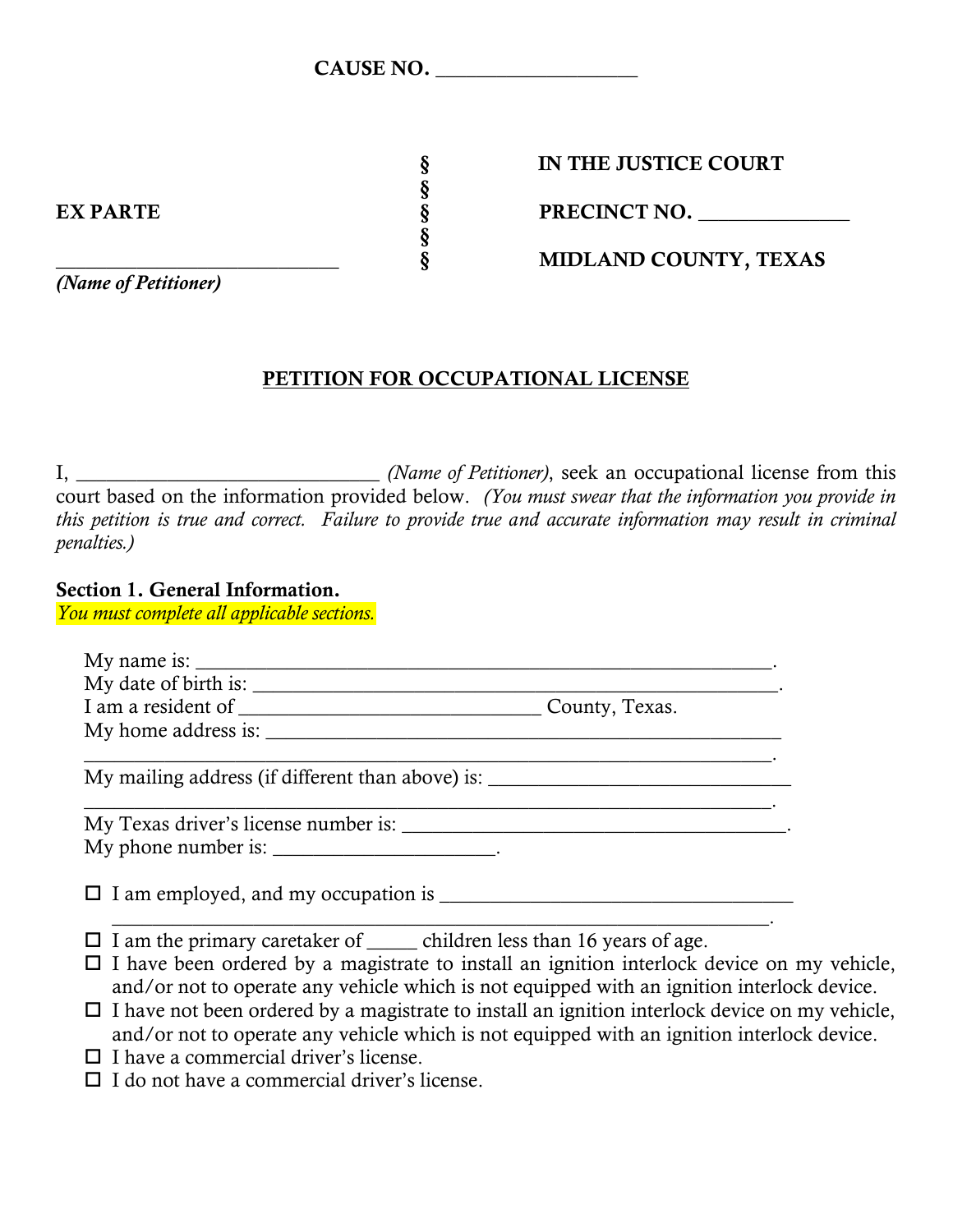**CAUSE NO. ___________________**

| | | |
|---|---|---|
| | § | **IN THE JUSTICE COURT** |
| | § | |
| **EX PARTE** | § | **PRECINCT NO. ______________** |
| | § | |
| ___________________________ | § | **MIDLAND COUNTY, TEXAS** |
| *(Name of Petitioner)* | | |

**PETITION FOR OCCUPATIONAL LICENSE**

I, ______________________________ *(Name of Petitioner)*, seek an occupational license from this court based on the information provided below. *(You must swear that the information you provide in this petition is true and correct. Failure to provide true and accurate information may result in criminal penalties.)*

**Section 1. General Information.**
*You must complete all applicable sections.*

My name is: __________________________________________________________.
My date of birth is: ____________________________________________________.
I am a resident of ______________________________ County, Texas.
My home address is: ____________________________________________________
_____________________________________________________________________.
My mailing address (if different than above) is: ______________________________
_____________________________________________________________________.
My Texas driver's license number is: _____________________________________.
My phone number is: ______________________.

- ☐ I am employed, and my occupation is ___________________________________
  _______________________________________________________________.
- ☐ I am the primary caretaker of _____ children less than 16 years of age.
- ☐ I have been ordered by a magistrate to install an ignition interlock device on my vehicle, and/or not to operate any vehicle which is not equipped with an ignition interlock device.
- ☐ I have not been ordered by a magistrate to install an ignition interlock device on my vehicle, and/or not to operate any vehicle which is not equipped with an ignition interlock device.
- ☐ I have a commercial driver's license.
- ☐ I do not have a commercial driver's license.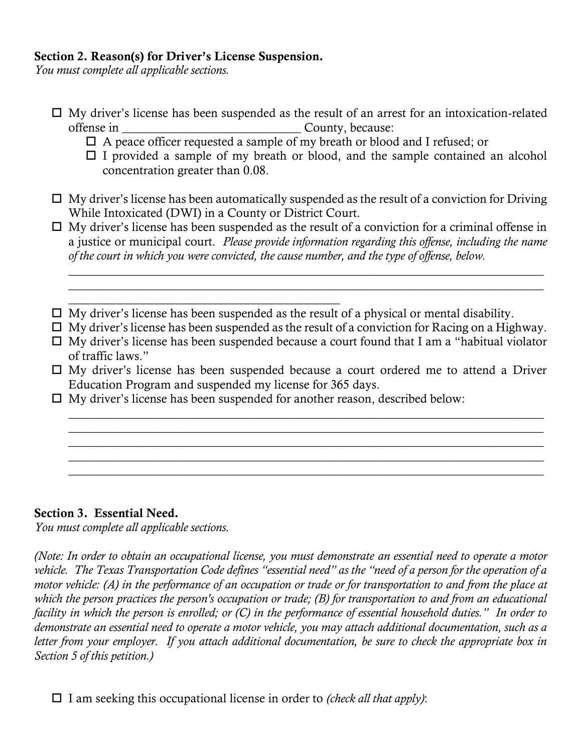**Section 2. Reason(s) for Driver's License Suspension.**
*You must complete all applicable sections.*

- ☐ My driver's license has been suspended as the result of an arrest for an intoxication-related offense in ____________________________ County, because:
  - ☐ A peace officer requested a sample of my breath or blood and I refused; or
  - ☐ I provided a sample of my breath or blood, and the sample contained an alcohol concentration greater than 0.08.
- ☐ My driver's license has been automatically suspended as the result of a conviction for Driving While Intoxicated (DWI) in a County or District Court.
- ☐ My driver's license has been suspended as the result of a conviction for a criminal offense in a justice or municipal court. *Please provide information regarding this offense, including the name of the court in which you were convicted, the cause number, and the type of offense, below.*

  ________________________________________________________________________________
  ________________________________________________________________________________
  ______________________________________________
- ☐ My driver's license has been suspended as the result of a physical or mental disability.
- ☐ My driver's license has been suspended as the result of a conviction for Racing on a Highway.
- ☐ My driver's license has been suspended because a court found that I am a "habitual violator of traffic laws."
- ☐ My driver's license has been suspended because a court ordered me to attend a Driver Education Program and suspended my license for 365 days.
- ☐ My driver's license has been suspended for another reason, described below:

  ________________________________________________________________________________
  ________________________________________________________________________________
  ________________________________________________________________________________
  ________________________________________________________________________________
  ________________________________________________________________________________

**Section 3. Essential Need.**
*You must complete all applicable sections.*

*(Note: In order to obtain an occupational license, you must demonstrate an essential need to operate a motor vehicle. The Texas Transportation Code defines "essential need" as the "need of a person for the operation of a motor vehicle: (A) in the performance of an occupation or trade or for transportation to and from the place at which the person practices the person's occupation or trade; (B) for transportation to and from an educational facility in which the person is enrolled; or (C) in the performance of essential household duties." In order to demonstrate an essential need to operate a motor vehicle, you may attach additional documentation, such as a letter from your employer. If you attach additional documentation, be sure to check the appropriate box in Section 5 of this petition.)*

- ☐ I am seeking this occupational license in order to *(check all that apply)*: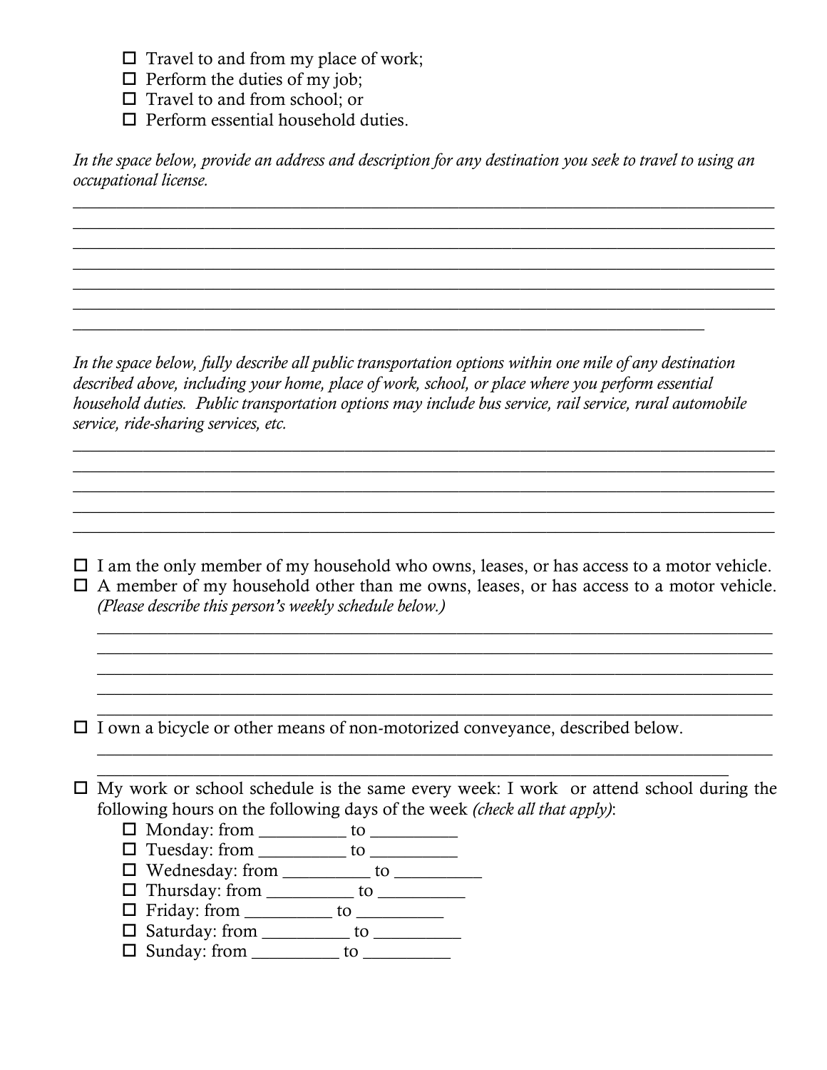- ☐ Travel to and from my place of work;
- ☐ Perform the duties of my job;
- ☐ Travel to and from school; or
- ☐ Perform essential household duties.

*In the space below, provide an address and description for any destination you seek to travel to using an occupational license.*

______________________________________________________________________________
______________________________________________________________________________
______________________________________________________________________________
______________________________________________________________________________
______________________________________________________________________________
______________________________________________________________________________
_________________________________________________________________________

*In the space below, fully describe all public transportation options within one mile of any destination described above, including your home, place of work, school, or place where you perform essential household duties. Public transportation options may include bus service, rail service, rural automobile service, ride-sharing services, etc.*

______________________________________________________________________________
______________________________________________________________________________
______________________________________________________________________________
______________________________________________________________________________
______________________________________________________________________________

☐ I am the only member of my household who owns, leases, or has access to a motor vehicle.

☐ A member of my household other than me owns, leases, or has access to a motor vehicle. *(Please describe this person's weekly schedule below.)*

______________________________________________________________________________
______________________________________________________________________________
______________________________________________________________________________
______________________________________________________________________________
______________________________________________________________________________

☐ I own a bicycle or other means of non-motorized conveyance, described below.

______________________________________________________________________________
_________________________________________________________________________

☐ My work or school schedule is the same every week: I work or attend school during the following hours on the following days of the week *(check all that apply)*:

- ☐ Monday: from __________ to __________
- ☐ Tuesday: from __________ to __________
- ☐ Wednesday: from __________ to __________
- ☐ Thursday: from __________ to __________
- ☐ Friday: from __________ to __________
- ☐ Saturday: from __________ to __________
- ☐ Sunday: from __________ to __________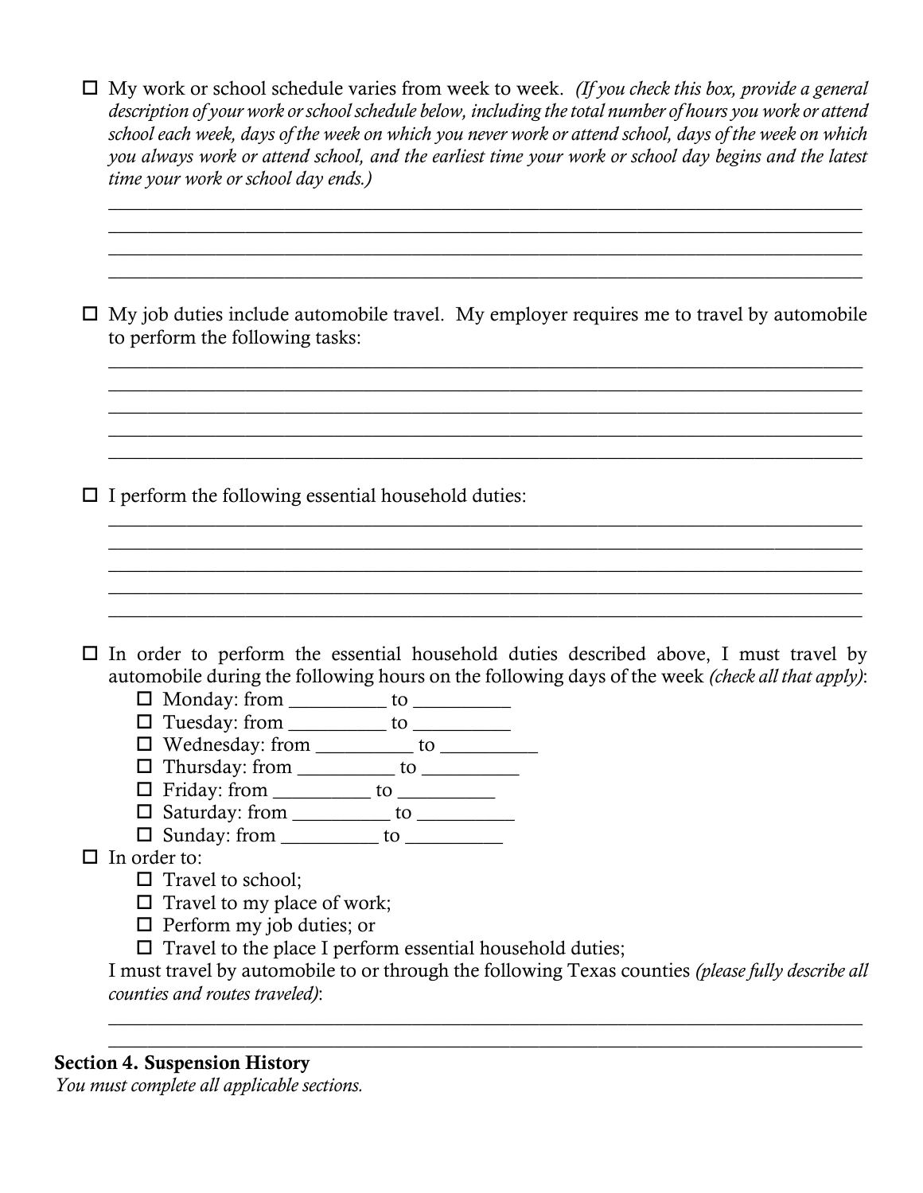☐ My work or school schedule varies from week to week. *(If you check this box, provide a general description of your work or school schedule below, including the total number of hours you work or attend school each week, days of the week on which you never work or attend school, days of the week on which you always work or attend school, and the earliest time your work or school day begins and the latest time your work or school day ends.)*

______________________________________________________________________________
______________________________________________________________________________
______________________________________________________________________________
______________________________________________________________________________

☐ My job duties include automobile travel. My employer requires me to travel by automobile to perform the following tasks:

______________________________________________________________________________
______________________________________________________________________________
______________________________________________________________________________
______________________________________________________________________________
______________________________________________________________________________

☐ I perform the following essential household duties:

______________________________________________________________________________
______________________________________________________________________________
______________________________________________________________________________
______________________________________________________________________________
______________________________________________________________________________

☐ In order to perform the essential household duties described above, I must travel by automobile during the following hours on the following days of the week *(check all that apply)*:

- ☐ Monday: from __________ to __________
- ☐ Tuesday: from __________ to __________
- ☐ Wednesday: from __________ to __________
- ☐ Thursday: from __________ to __________
- ☐ Friday: from __________ to __________
- ☐ Saturday: from __________ to __________
- ☐ Sunday: from __________ to __________

☐ In order to:

- ☐ Travel to school;
- ☐ Travel to my place of work;
- ☐ Perform my job duties; or
- ☐ Travel to the place I perform essential household duties;

I must travel by automobile to or through the following Texas counties *(please fully describe all counties and routes traveled)*:

______________________________________________________________________________
______________________________________________________________________________

**Section 4. Suspension History**

*You must complete all applicable sections.*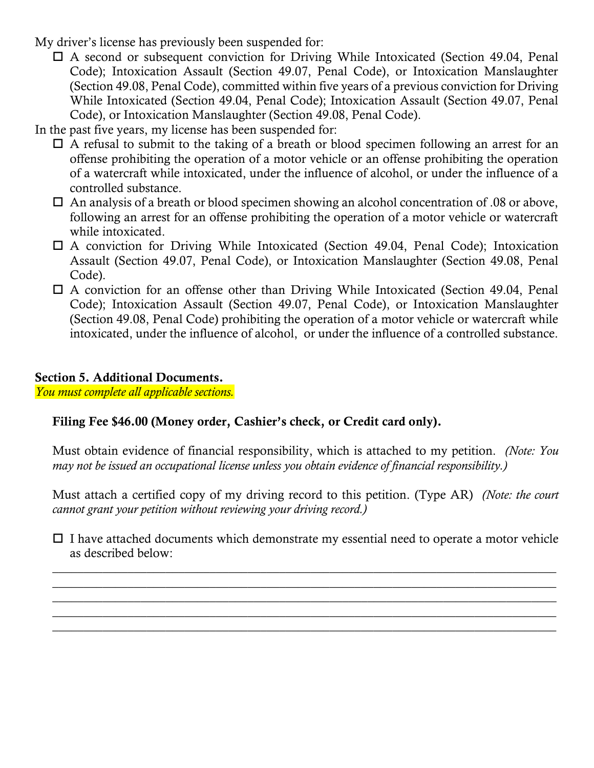My driver's license has previously been suspended for:

- ☐ A second or subsequent conviction for Driving While Intoxicated (Section 49.04, Penal Code); Intoxication Assault (Section 49.07, Penal Code), or Intoxication Manslaughter (Section 49.08, Penal Code), committed within five years of a previous conviction for Driving While Intoxicated (Section 49.04, Penal Code); Intoxication Assault (Section 49.07, Penal Code), or Intoxication Manslaughter (Section 49.08, Penal Code).

In the past five years, my license has been suspended for:

- ☐ A refusal to submit to the taking of a breath or blood specimen following an arrest for an offense prohibiting the operation of a motor vehicle or an offense prohibiting the operation of a watercraft while intoxicated, under the influence of alcohol, or under the influence of a controlled substance.
- ☐ An analysis of a breath or blood specimen showing an alcohol concentration of .08 or above, following an arrest for an offense prohibiting the operation of a motor vehicle or watercraft while intoxicated.
- ☐ A conviction for Driving While Intoxicated (Section 49.04, Penal Code); Intoxication Assault (Section 49.07, Penal Code), or Intoxication Manslaughter (Section 49.08, Penal Code).
- ☐ A conviction for an offense other than Driving While Intoxicated (Section 49.04, Penal Code); Intoxication Assault (Section 49.07, Penal Code), or Intoxication Manslaughter (Section 49.08, Penal Code) prohibiting the operation of a motor vehicle or watercraft while intoxicated, under the influence of alcohol, or under the influence of a controlled substance.

**Section 5. Additional Documents.**

*You must complete all applicable sections.*

**Filing Fee $46.00 (Money order, Cashier's check, or Credit card only).**

Must obtain evidence of financial responsibility, which is attached to my petition. *(Note: You may not be issued an occupational license unless you obtain evidence of financial responsibility.)*

Must attach a certified copy of my driving record to this petition. (Type AR) *(Note: the court cannot grant your petition without reviewing your driving record.)*

☐ I have attached documents which demonstrate my essential need to operate a motor vehicle as described below:

______________________________________________________________________________

______________________________________________________________________________

______________________________________________________________________________

______________________________________________________________________________

______________________________________________________________________________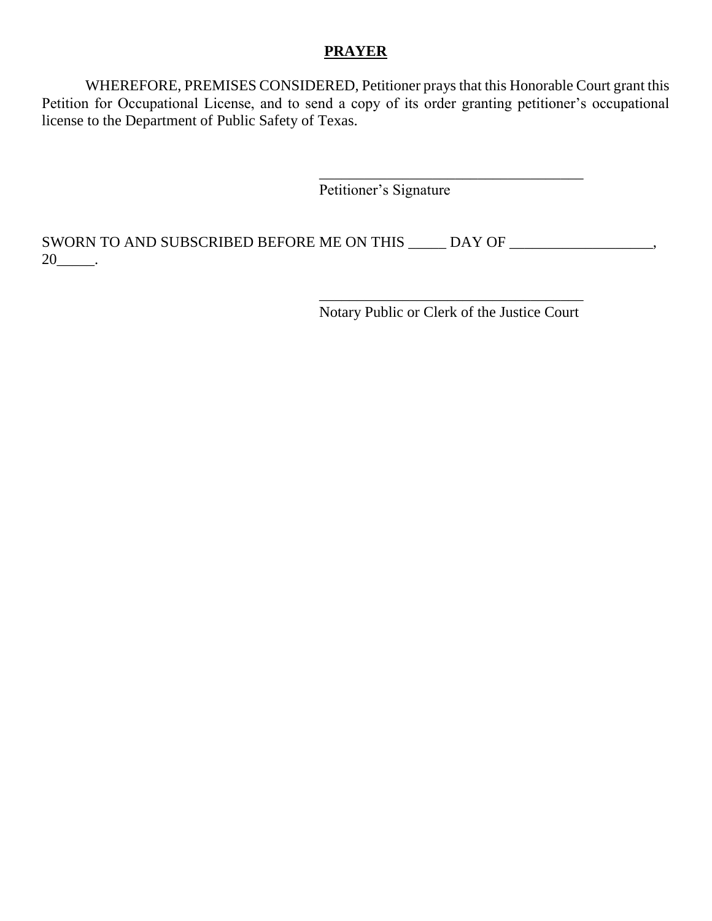## **PRAYER**

WHEREFORE, PREMISES CONSIDERED, Petitioner prays that this Honorable Court grant this Petition for Occupational License, and to send a copy of its order granting petitioner's occupational license to the Department of Public Safety of Texas.

\_\_\_\_\_\_\_\_\_\_\_\_\_\_\_\_\_\_\_\_\_\_\_\_\_\_\_\_\_\_\_\_\_\_\_\_
Petitioner's Signature

SWORN TO AND SUBSCRIBED BEFORE ME ON THIS \_\_\_\_\_ DAY OF \_\_\_\_\_\_\_\_\_\_\_\_\_\_\_\_\_\_\_, 20\_\_\_\_\_.

\_\_\_\_\_\_\_\_\_\_\_\_\_\_\_\_\_\_\_\_\_\_\_\_\_\_\_\_\_\_\_\_\_\_\_\_
Notary Public or Clerk of the Justice Court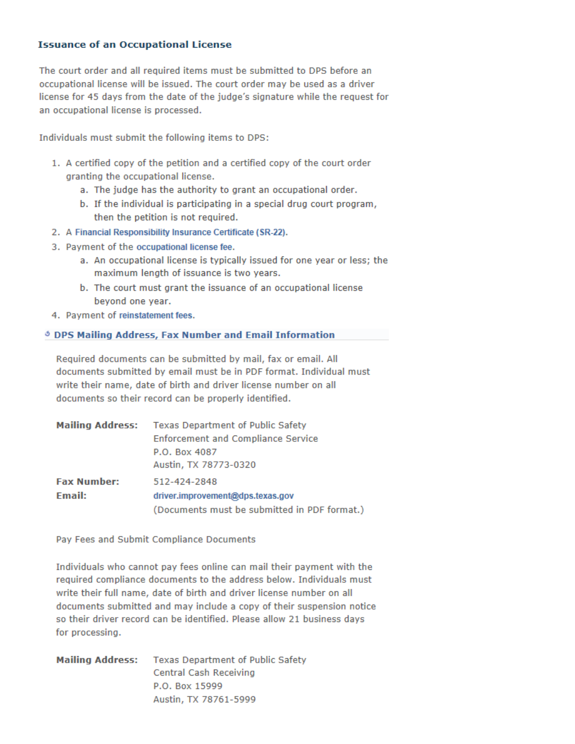### Issuance of an Occupational License

The court order and all required items must be submitted to DPS before an occupational license will be issued. The court order may be used as a driver license for 45 days from the date of the judge's signature while the request for an occupational license is processed.

Individuals must submit the following items to DPS:

1. A certified copy of the petition and a certified copy of the court order granting the occupational license.
   a. The judge has the authority to grant an occupational order.
   b. If the individual is participating in a special drug court program, then the petition is not required.
2. A Financial Responsibility Insurance Certificate (SR-22).
3. Payment of the occupational license fee.
   a. An occupational license is typically issued for one year or less; the maximum length of issuance is two years.
   b. The court must grant the issuance of an occupational license beyond one year.
4. Payment of reinstatement fees.

#### DPS Mailing Address, Fax Number and Email Information

Required documents can be submitted by mail, fax or email. All documents submitted by email must be in PDF format. Individual must write their name, date of birth and driver license number on all documents so their record can be properly identified.

| | |
|---|---|
| **Mailing Address:** | Texas Department of Public Safety<br>Enforcement and Compliance Service<br>P.O. Box 4087<br>Austin, TX 78773-0320 |
| **Fax Number:** | 512-424-2848 |
| **Email:** | driver.improvement@dps.texas.gov<br>(Documents must be submitted in PDF format.) |

Pay Fees and Submit Compliance Documents

Individuals who cannot pay fees online can mail their payment with the required compliance documents to the address below. Individuals must write their full name, date of birth and driver license number on all documents submitted and may include a copy of their suspension notice so their driver record can be identified. Please allow 21 business days for processing.

| | |
|---|---|
| **Mailing Address:** | Texas Department of Public Safety<br>Central Cash Receiving<br>P.O. Box 15999<br>Austin, TX 78761-5999 |